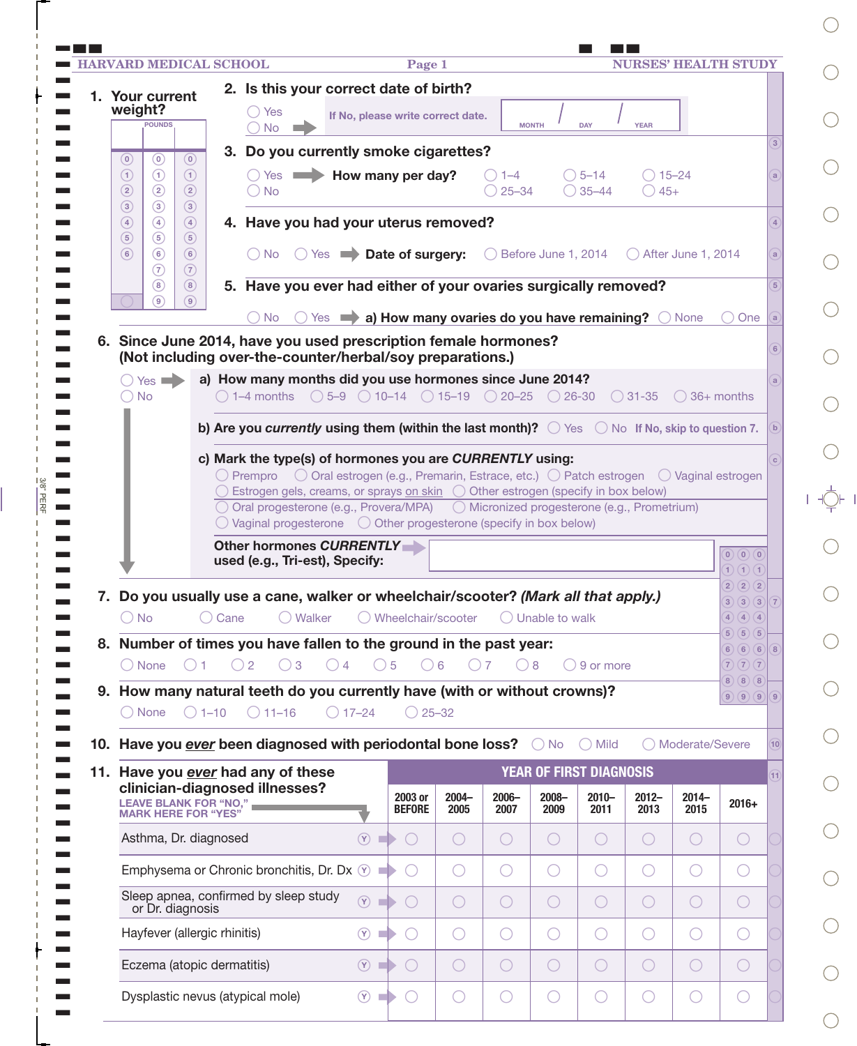HARVARD MEDICAL SCHOOL — NURSES' HEALTH STUDY

**1. Your current weight?**

POUNDS

| | | |
|---|---|---|
| 0 | 0 | 0 |
| 1 | 1 | 1 |
| 2 | 2 | 2 |
| 3 | 3 | 3 |
| 4 | 4 | 4 |
| 5 | 5 | 5 |
| 6 | 6 | 6 |
| | 7 | 7 |
| | 8 | 8 |
| | 9 | 9 |

**2. Is this your correct date of birth?**

- ◯ Yes
- ◯ No → If No, please write correct date. MONTH / DAY / YEAR

**3. Do you currently smoke cigarettes?**

- ◯ Yes → **How many per day?** ◯ 1–4 ◯ 5–14 ◯ 15–24 ◯ 25–34 ◯ 35–44 ◯ 45+
- ◯ No

**4. Have you had your uterus removed?**

◯ No ◯ Yes → **Date of surgery:** ◯ Before June 1, 2014 ◯ After June 1, 2014

**5. Have you ever had either of your ovaries surgically removed?**

◯ No ◯ Yes → **a) How many ovaries do you have remaining?** ◯ None ◯ One

**6. Since June 2014, have you used prescription female hormones? (Not including over-the-counter/herbal/soy preparations.)**

- ◯ Yes →
- ◯ No

**a) How many months did you use hormones since June 2014?**
◯ 1–4 months ◯ 5–9 ◯ 10–14 ◯ 15–19 ◯ 20–25 ◯ 26-30 ◯ 31-35 ◯ 36+ months

**b) Are you *currently* using them (within the last month)?** ◯ Yes ◯ No **If No, skip to question 7.**

**c) Mark the type(s) of hormones you are *CURRENTLY* using:**
- ◯ Premarin ◯ Oral estrogen (e.g., Premarin, Estrace, etc.) ◯ Patch estrogen ◯ Vaginal estrogen
- ◯ Estrogen gels, creams, or sprays on skin ◯ Other estrogen (specify in box below)
- ◯ Oral progesterone (e.g., Provera/MPA) ◯ Micronized progesterone (e.g., Prometrium)
- ◯ Vaginal progesterone ◯ Other progesterone (specify in box below)

**Other hormones *CURRENTLY* used (e.g., Tri-est), Specify:** →

**7. Do you usually use a cane, walker or wheelchair/scooter? *(Mark all that apply.)***

◯ No ◯ Cane ◯ Walker ◯ Wheelchair/scooter ◯ Unable to walk

**8. Number of times you have fallen to the ground in the past year:**

◯ None ◯ 1 ◯ 2 ◯ 3 ◯ 4 ◯ 5 ◯ 6 ◯ 7 ◯ 8 ◯ 9 or more

**9. How many natural teeth do you currently have (with or without crowns)?**

◯ None ◯ 1–10 ◯ 11–16 ◯ 17–24 ◯ 25–32

**10. Have you *ever* been diagnosed with periodontal bone loss?** ◯ No ◯ Mild ◯ Moderate/Severe

**11. Have you *ever* had any of these clinician-diagnosed illnesses?**
LEAVE BLANK FOR "NO," MARK HERE FOR "YES"

| | | YEAR OF FIRST DIAGNOSIS | | | | | | | |
|---|---|---|---|---|---|---|---|---|---|
| | | 2003 or BEFORE | 2004–2005 | 2006–2007 | 2008–2009 | 2010–2011 | 2012–2013 | 2014–2015 | 2016+ |
| Asthma, Dr. diagnosed | Ⓨ | ◯ | ◯ | ◯ | ◯ | ◯ | ◯ | ◯ | ◯ |
| Emphysema or Chronic bronchitis, Dr. Dx | Ⓨ | ◯ | ◯ | ◯ | ◯ | ◯ | ◯ | ◯ | ◯ |
| Sleep apnea, confirmed by sleep study or Dr. diagnosis | Ⓨ | ◯ | ◯ | ◯ | ◯ | ◯ | ◯ | ◯ | ◯ |
| Hayfever (allergic rhinitis) | Ⓨ | ◯ | ◯ | ◯ | ◯ | ◯ | ◯ | ◯ | ◯ |
| Eczema (atopic dermatitis) | Ⓨ | ◯ | ◯ | ◯ | ◯ | ◯ | ◯ | ◯ | ◯ |
| Dysplastic nevus (atypical mole) | Ⓨ | ◯ | ◯ | ◯ | ◯ | ◯ | ◯ | ◯ | ◯ |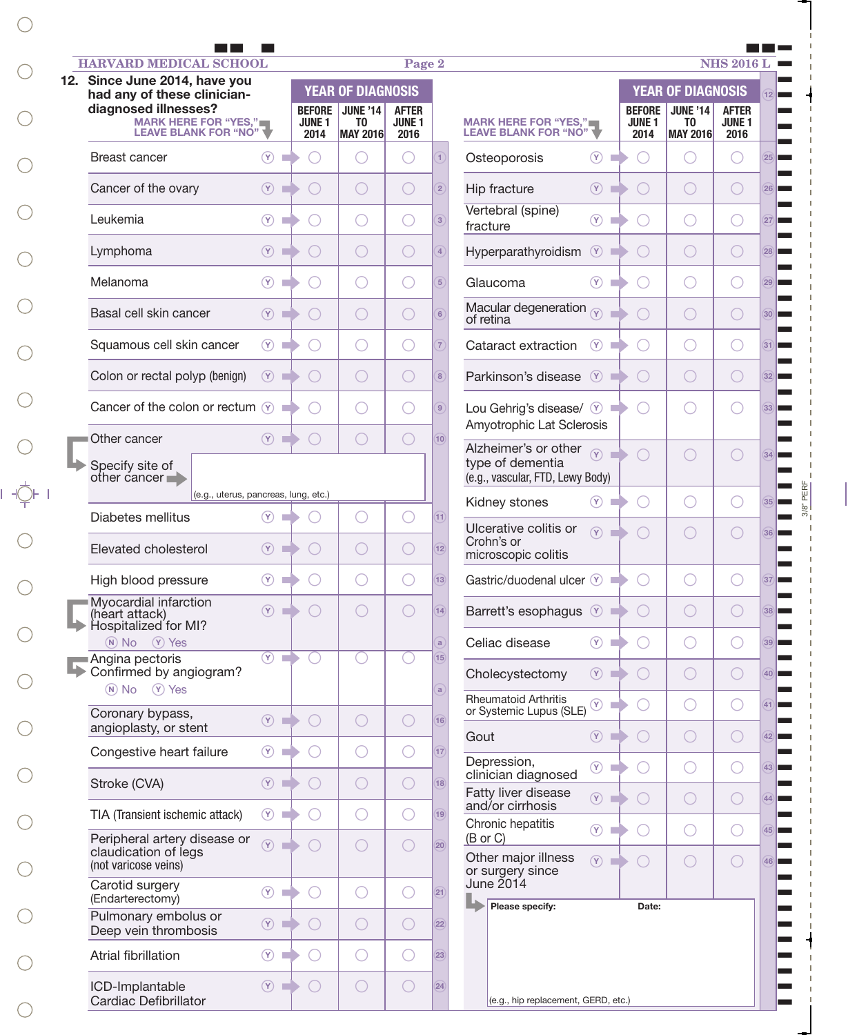**12. Since June 2014, have you had any of these clinician-diagnosed illnesses?**

MARK HERE FOR "YES," LEAVE BLANK FOR "NO"

| Illness | Yes | YEAR OF DIAGNOSIS: BEFORE JUNE 1 2014 | JUNE '14 TO MAY 2016 | AFTER JUNE 1 2016 | # |
|---|---|---|---|---|---|
| Breast cancer | Ⓨ | ○ | ○ | ○ | 1 |
| Cancer of the ovary | Ⓨ | ○ | ○ | ○ | 2 |
| Leukemia | Ⓨ | ○ | ○ | ○ | 3 |
| Lymphoma | Ⓨ | ○ | ○ | ○ | 4 |
| Melanoma | Ⓨ | ○ | ○ | ○ | 5 |
| Basal cell skin cancer | Ⓨ | ○ | ○ | ○ | 6 |
| Squamous cell skin cancer | Ⓨ | ○ | ○ | ○ | 7 |
| Colon or rectal polyp (benign) | Ⓨ | ○ | ○ | ○ | 8 |
| Cancer of the colon or rectum | Ⓨ | ○ | ○ | ○ | 9 |
| Other cancer | Ⓨ | ○ | ○ | ○ | 10 |
| Specify site of other cancer: ________ (e.g., uterus, pancreas, lung, etc.) | | | | | |
| Diabetes mellitus | Ⓨ | ○ | ○ | ○ | 11 |
| Elevated cholesterol | Ⓨ | ○ | ○ | ○ | 12 |
| High blood pressure | Ⓨ | ○ | ○ | ○ | 13 |
| Myocardial infarction (heart attack) | Ⓨ | ○ | ○ | ○ | 14 |
| Hospitalized for MI? Ⓝ No Ⓨ Yes | | | | | a |
| Angina pectoris | Ⓨ | ○ | ○ | ○ | 15 |
| Confirmed by angiogram? Ⓝ No Ⓨ Yes | | | | | a |
| Coronary bypass, angioplasty, or stent | Ⓨ | ○ | ○ | ○ | 16 |
| Congestive heart failure | Ⓨ | ○ | ○ | ○ | 17 |
| Stroke (CVA) | Ⓨ | ○ | ○ | ○ | 18 |
| TIA (Transient ischemic attack) | Ⓨ | ○ | ○ | ○ | 19 |
| Peripheral artery disease or claudication of legs (not varicose veins) | Ⓨ | ○ | ○ | ○ | 20 |
| Carotid surgery (Endarterectomy) | Ⓨ | ○ | ○ | ○ | 21 |
| Pulmonary embolus or Deep vein thrombosis | Ⓨ | ○ | ○ | ○ | 22 |
| Atrial fibrillation | Ⓨ | ○ | ○ | ○ | 23 |
| ICD-Implantable Cardiac Defibrillator | Ⓨ | ○ | ○ | ○ | 24 |
| Osteoporosis | Ⓨ | ○ | ○ | ○ | 25 |
| Hip fracture | Ⓨ | ○ | ○ | ○ | 26 |
| Vertebral (spine) fracture | Ⓨ | ○ | ○ | ○ | 27 |
| Hyperparathyroidism | Ⓨ | ○ | ○ | ○ | 28 |
| Glaucoma | Ⓨ | ○ | ○ | ○ | 29 |
| Macular degeneration of retina | Ⓨ | ○ | ○ | ○ | 30 |
| Cataract extraction | Ⓨ | ○ | ○ | ○ | 31 |
| Parkinson's disease | Ⓨ | ○ | ○ | ○ | 32 |
| Lou Gehrig's disease/ Amyotrophic Lat Sclerosis | Ⓨ | ○ | ○ | ○ | 33 |
| Alzheimer's or other type of dementia (e.g., vascular, FTD, Lewy Body) | Ⓨ | ○ | ○ | ○ | 34 |
| Kidney stones | Ⓨ | ○ | ○ | ○ | 35 |
| Ulcerative colitis or Crohn's or microscopic colitis | Ⓨ | ○ | ○ | ○ | 36 |
| Gastric/duodenal ulcer | Ⓨ | ○ | ○ | ○ | 37 |
| Barrett's esophagus | Ⓨ | ○ | ○ | ○ | 38 |
| Celiac disease | Ⓨ | ○ | ○ | ○ | 39 |
| Cholecystectomy | Ⓨ | ○ | ○ | ○ | 40 |
| Rheumatoid Arthritis or Systemic Lupus (SLE) | Ⓨ | ○ | ○ | ○ | 41 |
| Gout | Ⓨ | ○ | ○ | ○ | 42 |
| Depression, clinician diagnosed | Ⓨ | ○ | ○ | ○ | 43 |
| Fatty liver disease and/or cirrhosis | Ⓨ | ○ | ○ | ○ | 44 |
| Chronic hepatitis (B or C) | Ⓨ | ○ | ○ | ○ | 45 |
| Other major illness or surgery since June 2014 | Ⓨ | ○ | ○ | ○ | 46 |

Please specify: ________ Date: ________

(e.g., hip replacement, GERD, etc.)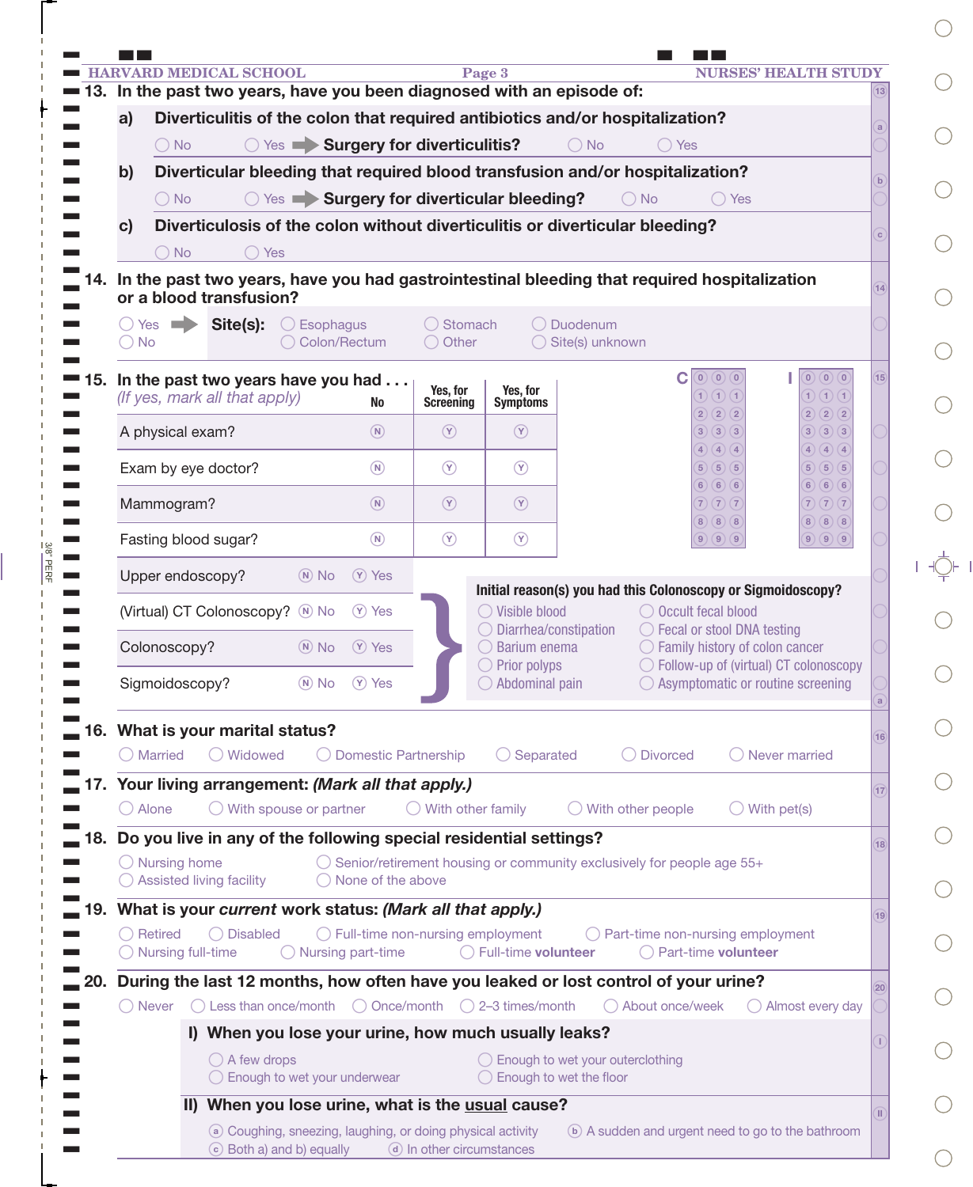**13. In the past two years, have you been diagnosed with an episode of:**

**a) Diverticulitis of the colon that required antibiotics and/or hospitalization?**

○ No ○ Yes → **Surgery for diverticulitis?** ○ No ○ Yes

**b) Diverticular bleeding that required blood transfusion and/or hospitalization?**

○ No ○ Yes → **Surgery for diverticular bleeding?** ○ No ○ Yes

**c) Diverticulosis of the colon without diverticulitis or diverticular bleeding?**

○ No ○ Yes

**14. In the past two years, have you had gastrointestinal bleeding that required hospitalization or a blood transfusion?**

○ Yes → **Site(s):** ○ Esophagus ○ Stomach ○ Duodenum ○ Colon/Rectum ○ Other ○ Site(s) unknown

○ No

**15. In the past two years have you had . . .**
*(If yes, mark all that apply)*

| | No | Yes, for Screening | Yes, for Symptoms |
|---|---|---|---|
| A physical exam? | N | Y | Y |
| Exam by eye doctor? | N | Y | Y |
| Mammogram? | N | Y | Y |
| Fasting blood sugar? | N | Y | Y |

C: 0–9 | 0–9 | 0–9

I: 0–9 | 0–9 | 0–9

| | | |
|---|---|---|
| Upper endoscopy? | N No | Y Yes |
| (Virtual) CT Colonoscopy? | N No | Y Yes |
| Colonoscopy? | N No | Y Yes |
| Sigmoidoscopy? | N No | Y Yes |

**Initial reason(s) you had this Colonoscopy or Sigmoidoscopy?**

○ Visible blood ○ Occult fecal blood
○ Diarrhea/constipation ○ Fecal or stool DNA testing
○ Barium enema ○ Family history of colon cancer
○ Prior polyps ○ Follow-up of (virtual) CT colonoscopy
○ Abdominal pain ○ Asymptomatic or routine screening

**16. What is your marital status?**

○ Married ○ Widowed ○ Domestic Partnership ○ Separated ○ Divorced ○ Never married

**17. Your living arrangement: *(Mark all that apply.)***

○ Alone ○ With spouse or partner ○ With other family ○ With other people ○ With pet(s)

**18. Do you live in any of the following special residential settings?**

○ Nursing home ○ Senior/retirement housing or community exclusively for people age 55+
○ Assisted living facility ○ None of the above

**19. What is your *current* work status: *(Mark all that apply.)***

○ Retired ○ Disabled ○ Full-time non-nursing employment ○ Part-time non-nursing employment
○ Nursing full-time ○ Nursing part-time ○ Full-time **volunteer** ○ Part-time **volunteer**

**20. During the last 12 months, how often have you leaked or lost control of your urine?**

○ Never ○ Less than once/month ○ Once/month ○ 2–3 times/month ○ About once/week ○ Almost every day

**I) When you lose your urine, how much usually leaks?**

○ A few drops ○ Enough to wet your outerclothing
○ Enough to wet your underwear ○ Enough to wet the floor

**II) When you lose urine, what is the usual cause?**

ⓐ Coughing, sneezing, laughing, or doing physical activity ⓑ A sudden and urgent need to go to the bathroom
ⓒ Both a) and b) equally ⓓ In other circumstances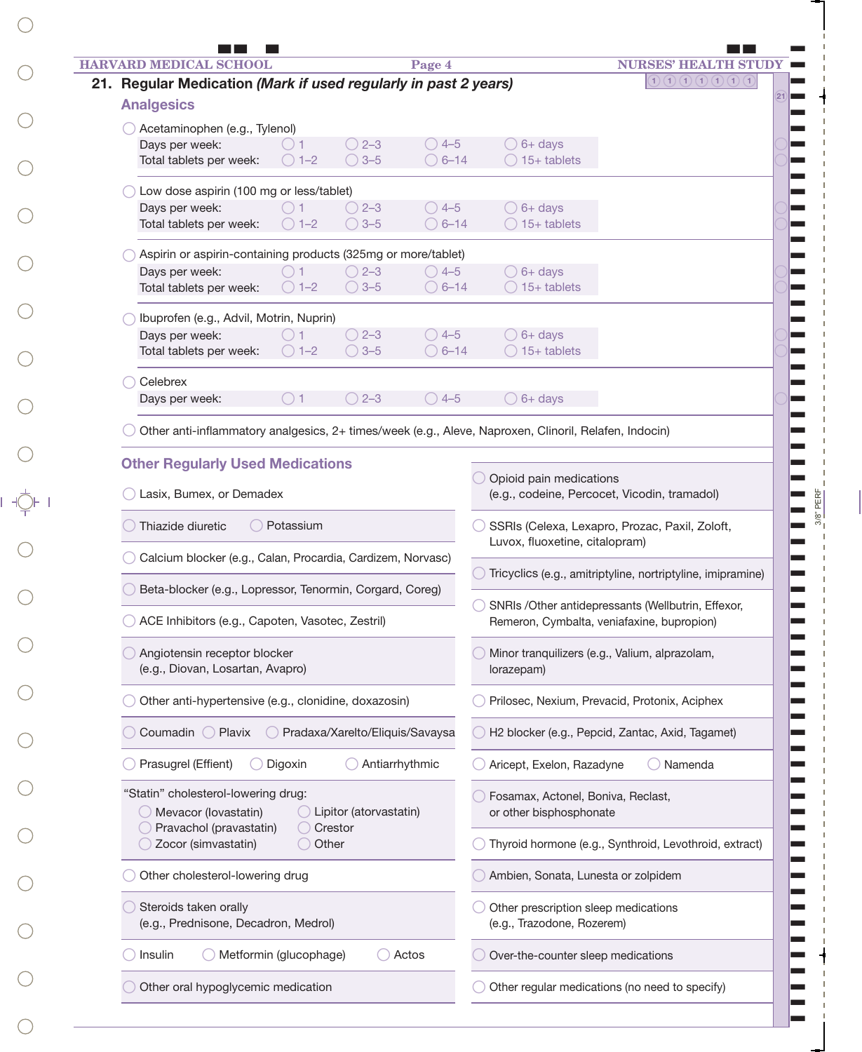## 21. Regular Medication *(Mark if used regularly in past 2 years)*

### Analgesics

◯ Acetaminophen (e.g., Tylenol)

| | | | | |
|---|---|---|---|---|
| Days per week: | ◯ 1 | ◯ 2–3 | ◯ 4–5 | ◯ 6+ days |
| Total tablets per week: | ◯ 1–2 | ◯ 3–5 | ◯ 6–14 | ◯ 15+ tablets |

◯ Low dose aspirin (100 mg or less/tablet)

| | | | | |
|---|---|---|---|---|
| Days per week: | ◯ 1 | ◯ 2–3 | ◯ 4–5 | ◯ 6+ days |
| Total tablets per week: | ◯ 1–2 | ◯ 3–5 | ◯ 6–14 | ◯ 15+ tablets |

◯ Aspirin or aspirin-containing products (325mg or more/tablet)

| | | | | |
|---|---|---|---|---|
| Days per week: | ◯ 1 | ◯ 2–3 | ◯ 4–5 | ◯ 6+ days |
| Total tablets per week: | ◯ 1–2 | ◯ 3–5 | ◯ 6–14 | ◯ 15+ tablets |

◯ Ibuprofen (e.g., Advil, Motrin, Nuprin)

| | | | | |
|---|---|---|---|---|
| Days per week: | ◯ 1 | ◯ 2–3 | ◯ 4–5 | ◯ 6+ days |
| Total tablets per week: | ◯ 1–2 | ◯ 3–5 | ◯ 6–14 | ◯ 15+ tablets |

◯ Celebrex

| | | | | |
|---|---|---|---|---|
| Days per week: | ◯ 1 | ◯ 2–3 | ◯ 4–5 | ◯ 6+ days |

◯ Other anti-inflammatory analgesics, 2+ times/week (e.g., Aleve, Naproxen, Clinoril, Relafen, Indocin)

### Other Regularly Used Medications

◯ Lasix, Bumex, or Demadex

◯ Thiazide diuretic ◯ Potassium

◯ Calcium blocker (e.g., Calan, Procardia, Cardizem, Norvasc)

◯ Beta-blocker (e.g., Lopressor, Tenormin, Corgard, Coreg)

◯ ACE Inhibitors (e.g., Capoten, Vasotec, Zestril)

◯ Angiotensin receptor blocker (e.g., Diovan, Losartan, Avapro)

◯ Other anti-hypertensive (e.g., clonidine, doxazosin)

◯ Coumadin ◯ Plavix ◯ Pradaxa/Xarelto/Eliquis/Savaysa

◯ Prasugrel (Effient) ◯ Digoxin ◯ Antiarrhythmic

"Statin" cholesterol-lowering drug:

◯ Mevacor (lovastatin) ◯ Lipitor (atorvastatin)
◯ Pravachol (pravastatin) ◯ Crestor
◯ Zocor (simvastatin) ◯ Other

◯ Other cholesterol-lowering drug

◯ Steroids taken orally (e.g., Prednisone, Decadron, Medrol)

◯ Insulin ◯ Metformin (glucophage) ◯ Actos

◯ Other oral hypoglycemic medication

◯ Opioid pain medications (e.g., codeine, Percocet, Vicodin, tramadol)

◯ SSRIs (Celexa, Lexapro, Prozac, Paxil, Zoloft, Luvox, fluoxetine, citalopram)

◯ Tricyclics (e.g., amitriptyline, nortriptyline, imipramine)

◯ SNRIs /Other antidepressants (Wellbutrin, Effexor, Remeron, Cymbalta, veniafaxine, bupropion)

◯ Minor tranquilizers (e.g., Valium, alprazolam, lorazepam)

◯ Prilosec, Nexium, Prevacid, Protonix, Aciphex

◯ H2 blocker (e.g., Pepcid, Zantac, Axid, Tagamet)

◯ Aricept, Exelon, Razadyne ◯ Namenda

◯ Fosamax, Actonel, Boniva, Reclast, or other bisphosphonate

◯ Thyroid hormone (e.g., Synthroid, Levothroid, extract)

◯ Ambien, Sonata, Lunesta or zolpidem

◯ Other prescription sleep medications (e.g., Trazodone, Rozerem)

◯ Over-the-counter sleep medications

◯ Other regular medications (no need to specify)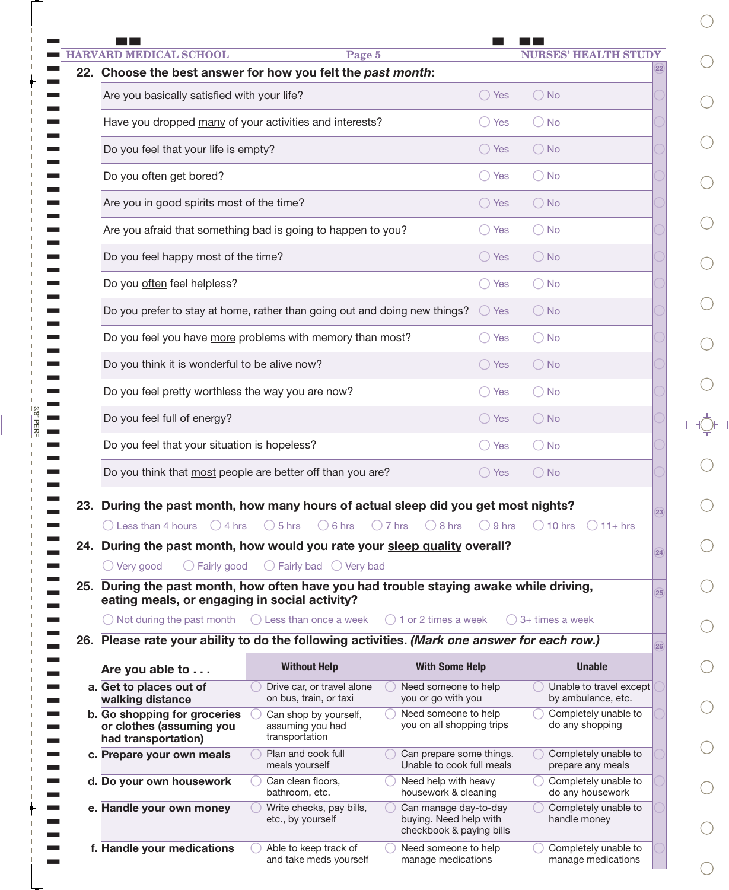**22. Choose the best answer for how you felt the *past month*:**

| | | |
|---|---|---|
| Are you basically satisfied with your life? | ◯ Yes | ◯ No |
| Have you dropped many of your activities and interests? | ◯ Yes | ◯ No |
| Do you feel that your life is empty? | ◯ Yes | ◯ No |
| Do you often get bored? | ◯ Yes | ◯ No |
| Are you in good spirits most of the time? | ◯ Yes | ◯ No |
| Are you afraid that something bad is going to happen to you? | ◯ Yes | ◯ No |
| Do you feel happy most of the time? | ◯ Yes | ◯ No |
| Do you often feel helpless? | ◯ Yes | ◯ No |
| Do you prefer to stay at home, rather than going out and doing new things? | ◯ Yes | ◯ No |
| Do you feel you have more problems with memory than most? | ◯ Yes | ◯ No |
| Do you think it is wonderful to be alive now? | ◯ Yes | ◯ No |
| Do you feel pretty worthless the way you are now? | ◯ Yes | ◯ No |
| Do you feel full of energy? | ◯ Yes | ◯ No |
| Do you feel that your situation is hopeless? | ◯ Yes | ◯ No |
| Do you think that most people are better off than you are? | ◯ Yes | ◯ No |

**23. During the past month, how many hours of actual sleep did you get most nights?**

◯ Less than 4 hours ◯ 4 hrs ◯ 5 hrs ◯ 6 hrs ◯ 7 hrs ◯ 8 hrs ◯ 9 hrs ◯ 10 hrs ◯ 11+ hrs

**24. During the past month, how would you rate your sleep quality overall?**

◯ Very good ◯ Fairly good ◯ Fairly bad ◯ Very bad

**25. During the past month, how often have you had trouble staying awake while driving, eating meals, or engaging in social activity?**

◯ Not during the past month ◯ Less than once a week ◯ 1 or 2 times a week ◯ 3+ times a week

**26. Please rate your ability to do the following activities. *(Mark one answer for each row.)***

| Are you able to . . . | Without Help | With Some Help | Unable |
|---|---|---|---|
| **a. Get to places out of walking distance** | ◯ Drive car, or travel alone on bus, train, or taxi | ◯ Need someone to help you or go with you | ◯ Unable to travel except by ambulance, etc. |
| **b. Go shopping for groceries or clothes (assuming you had transportation)** | ◯ Can shop by yourself, assuming you had transportation | ◯ Need someone to help you on all shopping trips | ◯ Completely unable to do any shopping |
| **c. Prepare your own meals** | ◯ Plan and cook full meals yourself | ◯ Can prepare some things. Unable to cook full meals | ◯ Completely unable to prepare any meals |
| **d. Do your own housework** | ◯ Can clean floors, bathroom, etc. | ◯ Need help with heavy housework & cleaning | ◯ Completely unable to do any housework |
| **e. Handle your own money** | ◯ Write checks, pay bills, etc., by yourself | ◯ Can manage day-to-day buying. Need help with checkbook & paying bills | ◯ Completely unable to handle money |
| **f. Handle your medications** | ◯ Able to keep track of and take meds yourself | ◯ Need someone to help manage medications | ◯ Completely unable to manage medications |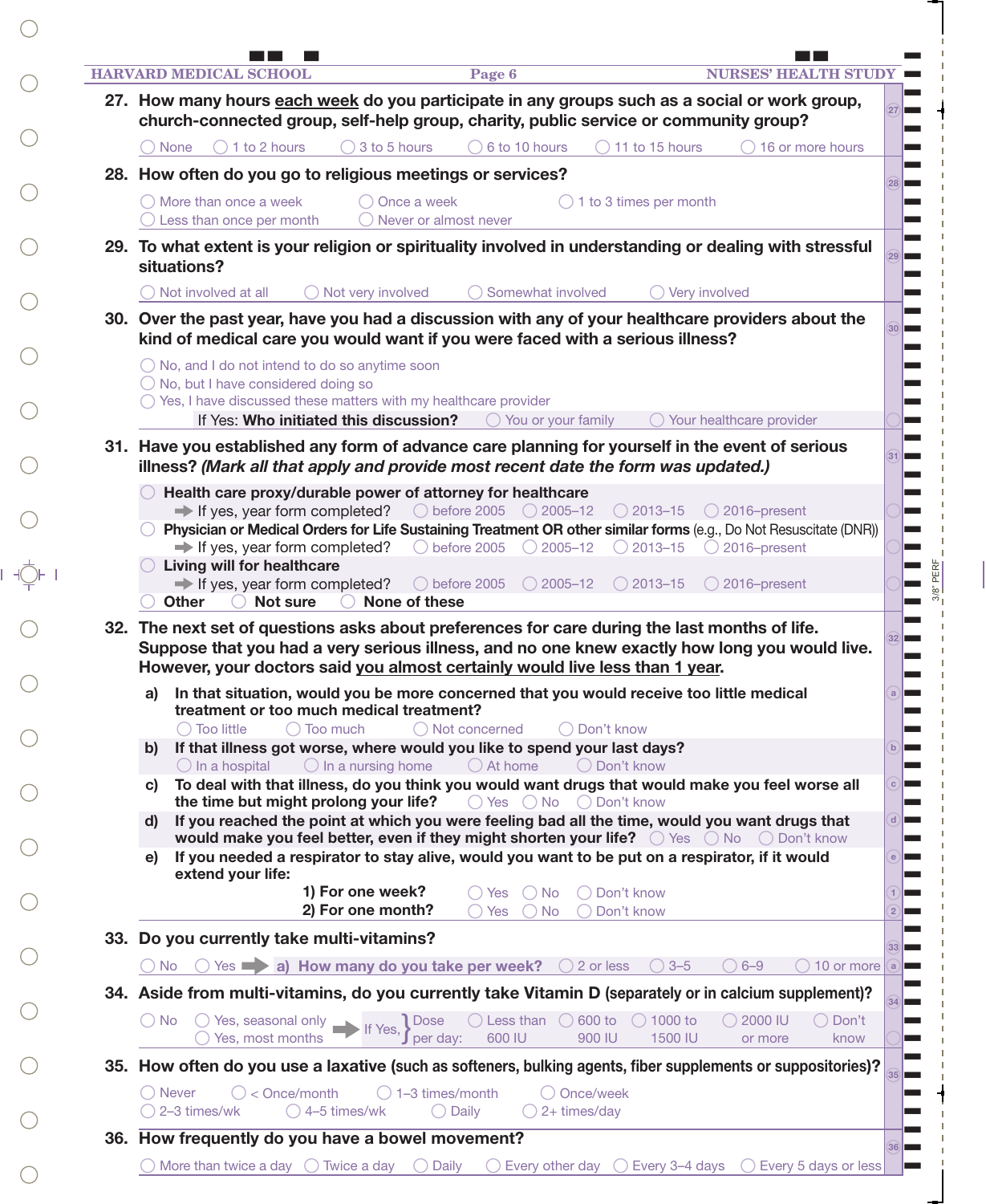**27. How many hours each week do you participate in any groups such as a social or work group, church-connected group, self-help group, charity, public service or community group?**

◯ None ◯ 1 to 2 hours ◯ 3 to 5 hours ◯ 6 to 10 hours ◯ 11 to 15 hours ◯ 16 or more hours

**28. How often do you go to religious meetings or services?**

◯ More than once a week ◯ Once a week ◯ 1 to 3 times per month
◯ Less than once per month ◯ Never or almost never

**29. To what extent is your religion or spirituality involved in understanding or dealing with stressful situations?**

◯ Not involved at all ◯ Not very involved ◯ Somewhat involved ◯ Very involved

**30. Over the past year, have you had a discussion with any of your healthcare providers about the kind of medical care you would want if you were faced with a serious illness?**

◯ No, and I do not intend to do so anytime soon
◯ No, but I have considered doing so
◯ Yes, I have discussed these matters with my healthcare provider

If Yes: **Who initiated this discussion?** ◯ You or your family ◯ Your healthcare provider

**31. Have you established any form of advance care planning for yourself in the event of serious illness? *(Mark all that apply and provide most recent date the form was updated.)***

◯ **Health care proxy/durable power of attorney for healthcare**
➡ If yes, year form completed? ◯ before 2005 ◯ 2005–12 ◯ 2013–15 ◯ 2016–present

◯ **Physician or Medical Orders for Life Sustaining Treatment OR other similar forms** (e.g., Do Not Resuscitate (DNR))
➡ If yes, year form completed? ◯ before 2005 ◯ 2005–12 ◯ 2013–15 ◯ 2016–present

◯ **Living will for healthcare**
➡ If yes, year form completed? ◯ before 2005 ◯ 2005–12 ◯ 2013–15 ◯ 2016–present

◯ **Other** ◯ **Not sure** ◯ **None of these**

**32. The next set of questions asks about preferences for care during the last months of life. Suppose that you had a very serious illness, and no one knew exactly how long you would live. However, your doctors said you almost certainly would live less than 1 year.**

**a) In that situation, would you be more concerned that you would receive too little medical treatment or too much medical treatment?**
◯ Too little ◯ Too much ◯ Not concerned ◯ Don't know

**b) If that illness got worse, where would you like to spend your last days?**
◯ In a hospital ◯ In a nursing home ◯ At home ◯ Don't know

**c) To deal with that illness, do you think you would want drugs that would make you feel worse all the time but might prolong your life?** ◯ Yes ◯ No ◯ Don't know

**d) If you reached the point at which you were feeling bad all the time, would you want drugs that would make you feel better, even if they might shorten your life?** ◯ Yes ◯ No ◯ Don't know

**e) If you needed a respirator to stay alive, would you want to be put on a respirator, if it would extend your life:**
**1) For one week?** ◯ Yes ◯ No ◯ Don't know
**2) For one month?** ◯ Yes ◯ No ◯ Don't know

**33. Do you currently take multi-vitamins?**

◯ No ◯ Yes ➡ **a) How many do you take per week?** ◯ 2 or less ◯ 3–5 ◯ 6–9 ◯ 10 or more

**34. Aside from multi-vitamins, do you currently take Vitamin D** (separately or in calcium supplement)?

◯ No ◯ Yes, seasonal only ◯ Yes, most months ➡ If Yes, Dose per day: ◯ Less than 600 IU ◯ 600 to 900 IU ◯ 1000 to 1500 IU ◯ 2000 IU or more ◯ Don't know

**35. How often do you use a laxative** (such as softeners, bulking agents, fiber supplements or suppositories)?

◯ Never ◯ < Once/month ◯ 1–3 times/month ◯ Once/week
◯ 2–3 times/wk ◯ 4–5 times/wk ◯ Daily ◯ 2+ times/day

**36. How frequently do you have a bowel movement?**

◯ More than twice a day ◯ Twice a day ◯ Daily ◯ Every other day ◯ Every 3–4 days ◯ Every 5 days or less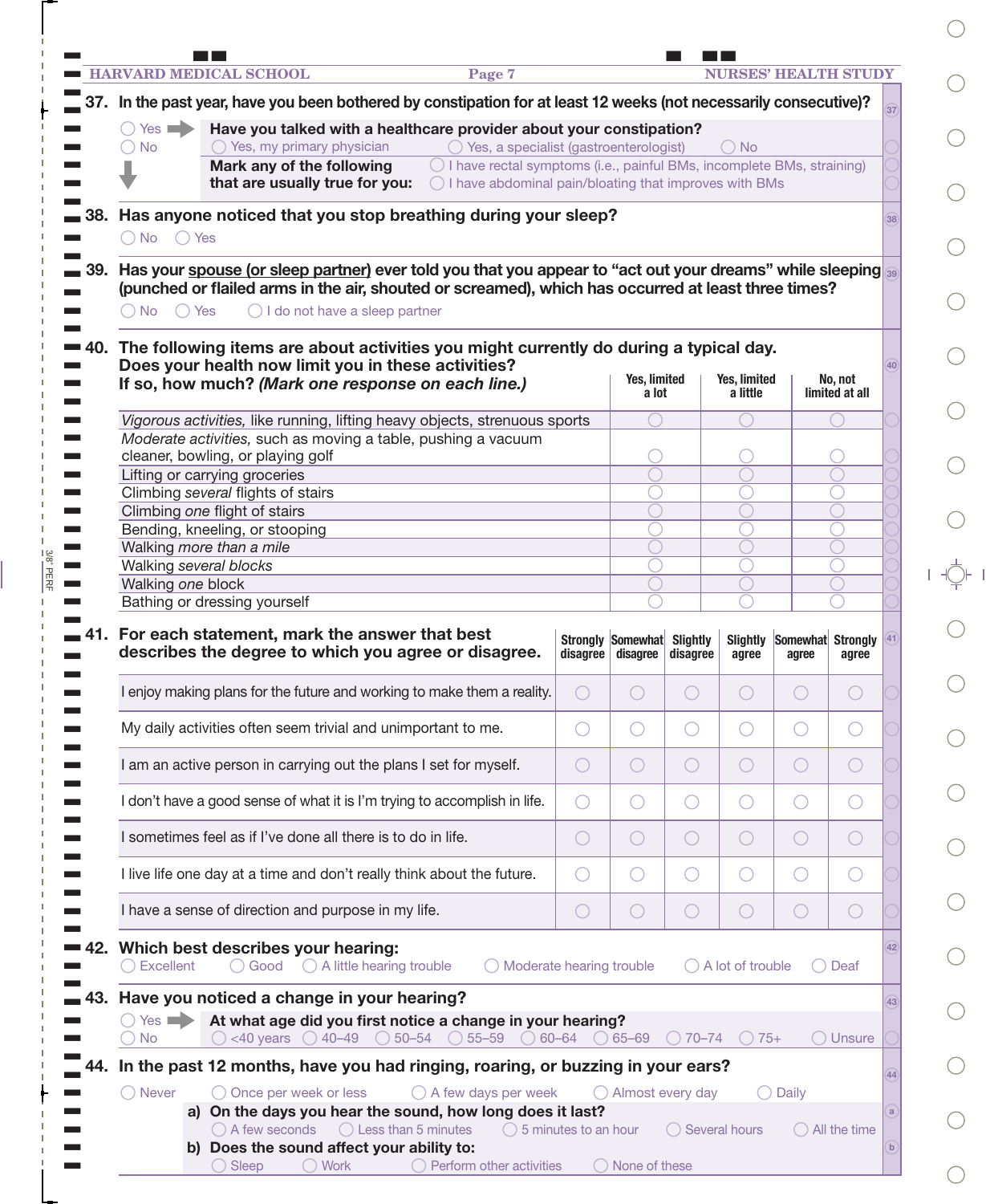**37. In the past year, have you been bothered by constipation for at least 12 weeks (not necessarily consecutive)?**

- ◯ Yes ➡ **Have you talked with a healthcare provider about your constipation?**
  - ◯ Yes, my primary physician ◯ Yes, a specialist (gastroenterologist) ◯ No
- ◯ No

**Mark any of the following that are usually true for you:**
- ◯ I have rectal symptoms (i.e., painful BMs, incomplete BMs, straining)
- ◯ I have abdominal pain/bloating that improves with BMs

**38. Has anyone noticed that you stop breathing during your sleep?**

◯ No ◯ Yes

**39. Has your spouse (or sleep partner) ever told you that you appear to "act out your dreams" while sleeping (punched or flailed arms in the air, shouted or screamed), which has occurred at least three times?**

◯ No ◯ Yes ◯ I do not have a sleep partner

**40. The following items are about activities you might currently do during a typical day. Does your health now limit you in these activities? If so, how much? *(Mark one response on each line.)***

| | Yes, limited a lot | Yes, limited a little | No, not limited at all |
|---|---|---|---|
| *Vigorous activities,* like running, lifting heavy objects, strenuous sports | ◯ | ◯ | ◯ |
| *Moderate activities,* such as moving a table, pushing a vacuum cleaner, bowling, or playing golf | ◯ | ◯ | ◯ |
| Lifting or carrying groceries | ◯ | ◯ | ◯ |
| Climbing *several* flights of stairs | ◯ | ◯ | ◯ |
| Climbing *one* flight of stairs | ◯ | ◯ | ◯ |
| Bending, kneeling, or stooping | ◯ | ◯ | ◯ |
| Walking *more than a mile* | ◯ | ◯ | ◯ |
| Walking *several blocks* | ◯ | ◯ | ◯ |
| Walking *one* block | ◯ | ◯ | ◯ |
| Bathing or dressing yourself | ◯ | ◯ | ◯ |

**41. For each statement, mark the answer that best describes the degree to which you agree or disagree.**

| | Strongly disagree | Somewhat disagree | Slightly disagree | Slightly agree | Somewhat agree | Strongly agree |
|---|---|---|---|---|---|---|
| I enjoy making plans for the future and working to make them a reality. | ◯ | ◯ | ◯ | ◯ | ◯ | ◯ |
| My daily activities often seem trivial and unimportant to me. | ◯ | ◯ | ◯ | ◯ | ◯ | ◯ |
| I am an active person in carrying out the plans I set for myself. | ◯ | ◯ | ◯ | ◯ | ◯ | ◯ |
| I don't have a good sense of what it is I'm trying to accomplish in life. | ◯ | ◯ | ◯ | ◯ | ◯ | ◯ |
| I sometimes feel as if I've done all there is to do in life. | ◯ | ◯ | ◯ | ◯ | ◯ | ◯ |
| I live life one day at a time and don't really think about the future. | ◯ | ◯ | ◯ | ◯ | ◯ | ◯ |
| I have a sense of direction and purpose in my life. | ◯ | ◯ | ◯ | ◯ | ◯ | ◯ |

**42. Which best describes your hearing:**

◯ Excellent ◯ Good ◯ A little hearing trouble ◯ Moderate hearing trouble ◯ A lot of trouble ◯ Deaf

**43. Have you noticed a change in your hearing?**

- ◯ Yes ➡ **At what age did you first notice a change in your hearing?**
  - ◯ <40 years ◯ 40–49 ◯ 50–54 ◯ 55–59 ◯ 60–64 ◯ 65–69 ◯ 70–74 ◯ 75+ ◯ Unsure
- ◯ No

**44. In the past 12 months, have you had ringing, roaring, or buzzing in your ears?**

◯ Never ◯ Once per week or less ◯ A few days per week ◯ Almost every day ◯ Daily

**a) On the days you hear the sound, how long does it last?**

◯ A few seconds ◯ Less than 5 minutes ◯ 5 minutes to an hour ◯ Several hours ◯ All the time

**b) Does the sound affect your ability to:**

◯ Sleep ◯ Work ◯ Perform other activities ◯ None of these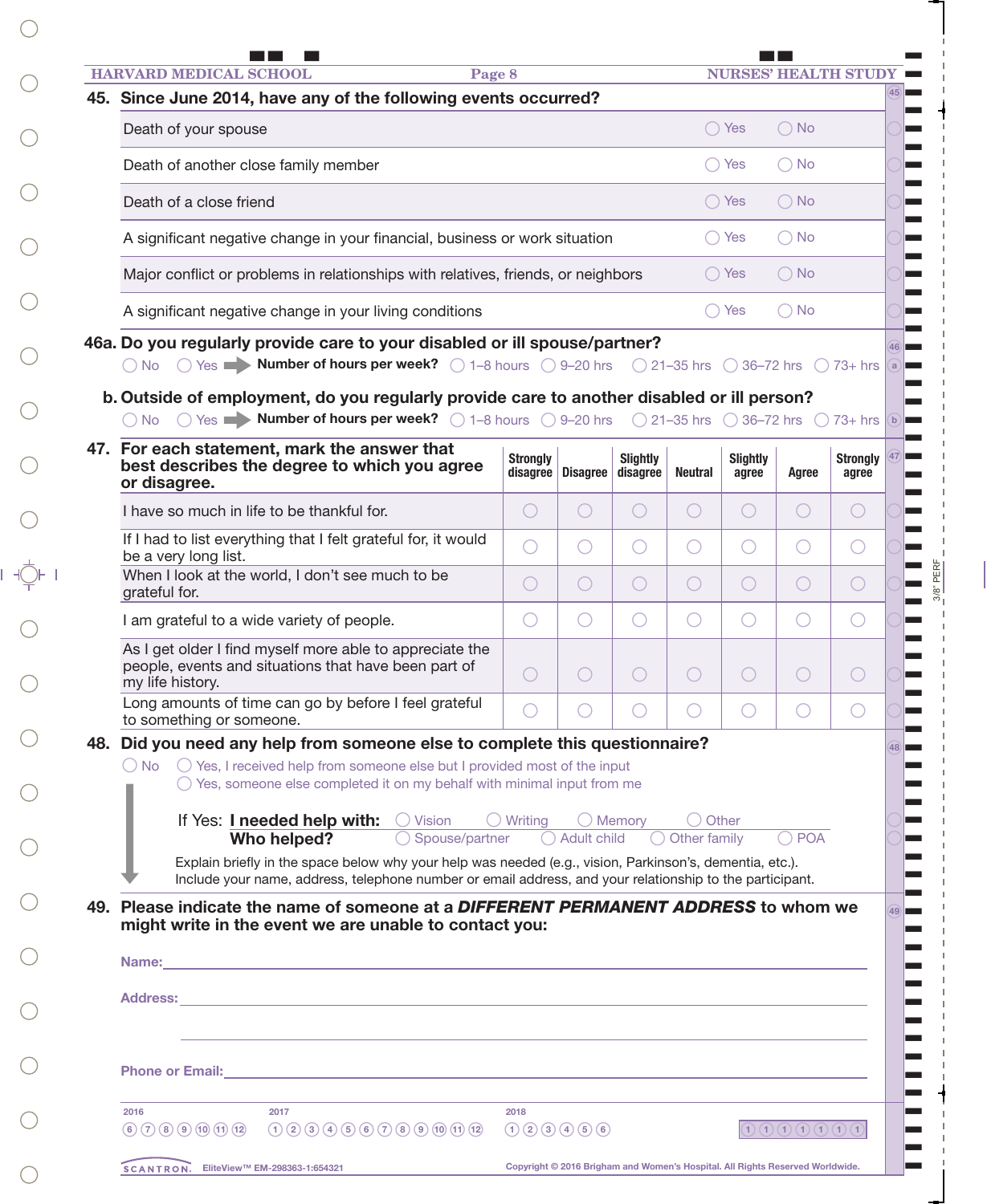**45. Since June 2014, have any of the following events occurred?**

| | | |
|---|---|---|
| Death of your spouse | ◯ Yes | ◯ No |
| Death of another close family member | ◯ Yes | ◯ No |
| Death of a close friend | ◯ Yes | ◯ No |
| A significant negative change in your financial, business or work situation | ◯ Yes | ◯ No |
| Major conflict or problems in relationships with relatives, friends, or neighbors | ◯ Yes | ◯ No |
| A significant negative change in your living conditions | ◯ Yes | ◯ No |

**46a. Do you regularly provide care to your disabled or ill spouse/partner?**

◯ No ◯ Yes ➡ **Number of hours per week?** ◯ 1–8 hours ◯ 9–20 hrs ◯ 21–35 hrs ◯ 36–72 hrs ◯ 73+ hrs

**b. Outside of employment, do you regularly provide care to another disabled or ill person?**

◯ No ◯ Yes ➡ **Number of hours per week?** ◯ 1–8 hours ◯ 9–20 hrs ◯ 21–35 hrs ◯ 36–72 hrs ◯ 73+ hrs

**47. For each statement, mark the answer that best describes the degree to which you agree or disagree.**

| | Strongly disagree | Disagree | Slightly disagree | Neutral | Slightly agree | Agree | Strongly agree |
|---|---|---|---|---|---|---|---|
| I have so much in life to be thankful for. | ◯ | ◯ | ◯ | ◯ | ◯ | ◯ | ◯ |
| If I had to list everything that I felt grateful for, it would be a very long list. | ◯ | ◯ | ◯ | ◯ | ◯ | ◯ | ◯ |
| When I look at the world, I don't see much to be grateful for. | ◯ | ◯ | ◯ | ◯ | ◯ | ◯ | ◯ |
| I am grateful to a wide variety of people. | ◯ | ◯ | ◯ | ◯ | ◯ | ◯ | ◯ |
| As I get older I find myself more able to appreciate the people, events and situations that have been part of my life history. | ◯ | ◯ | ◯ | ◯ | ◯ | ◯ | ◯ |
| Long amounts of time can go by before I feel grateful to something or someone. | ◯ | ◯ | ◯ | ◯ | ◯ | ◯ | ◯ |

**48. Did you need any help from someone else to complete this questionnaire?**

◯ No

◯ Yes, I received help from someone else but I provided most of the input

◯ Yes, someone else completed it on my behalf with minimal input from me

If Yes: **I needed help with:** ◯ Vision ◯ Writing ◯ Memory ◯ Other

**Who helped?** ◯ Spouse/partner ◯ Adult child ◯ Other family ◯ POA

Explain briefly in the space below why your help was needed (e.g., vision, Parkinson's, dementia, etc.). Include your name, address, telephone number or email address, and your relationship to the participant.

**49. Please indicate the name of someone at a *DIFFERENT PERMANENT ADDRESS* to whom we might write in the event we are unable to contact you:**

**Name:** ____________________

**Address:** ____________________

____________________

**Phone or Email:** ____________________

2016 ⑥ ⑦ ⑧ ⑨ ⑩ ⑪ ⑫

2017 ① ② ③ ④ ⑤ ⑥ ⑦ ⑧ ⑨ ⑩ ⑪ ⑫

2018 ① ② ③ ④ ⑤ ⑥

SCANTRON. EliteView™ EM-298363-1:654321

Copyright © 2016 Brigham and Women's Hospital. All Rights Reserved Worldwide.